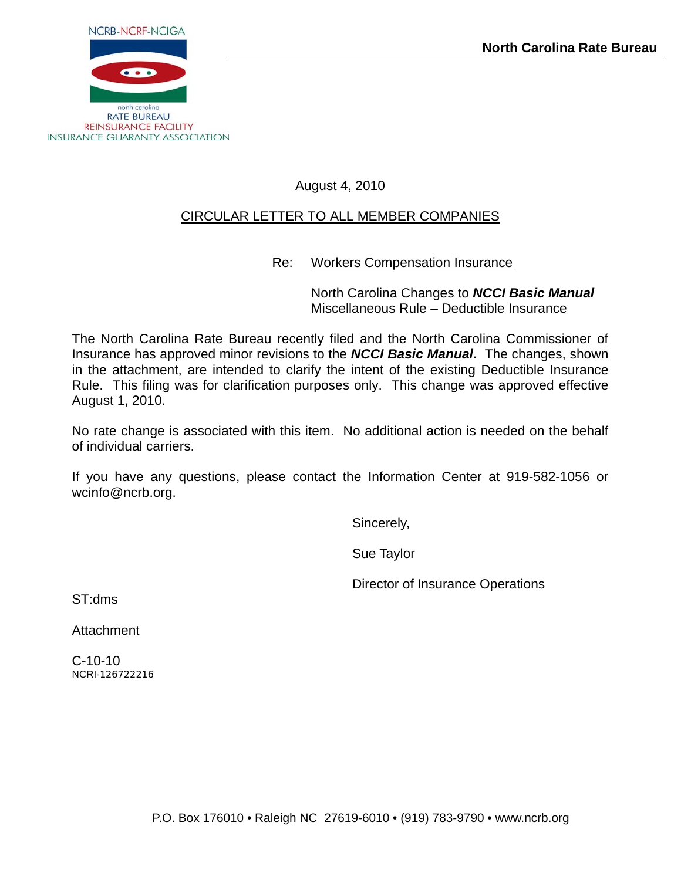NCRB-NCRF-NCIGA

north carolina
RATE BUREAU
REINSURANCE FACILITY
INSURANCE GUARANTY ASSOCIATION

**North Carolina Rate Bureau**

August 4, 2010

CIRCULAR LETTER TO ALL MEMBER COMPANIES

Re: Workers Compensation Insurance

North Carolina Changes to ***NCCI Basic Manual***
Miscellaneous Rule – Deductible Insurance

The North Carolina Rate Bureau recently filed and the North Carolina Commissioner of Insurance has approved minor revisions to the ***NCCI Basic Manual*****.** The changes, shown in the attachment, are intended to clarify the intent of the existing Deductible Insurance Rule. This filing was for clarification purposes only. This change was approved effective August 1, 2010.

No rate change is associated with this item. No additional action is needed on the behalf of individual carriers.

If you have any questions, please contact the Information Center at 919-582-1056 or wcinfo@ncrb.org.

Sincerely,

Sue Taylor

Director of Insurance Operations

ST:dms

Attachment

C-10-10
NCRI-126722216

P.O. Box 176010 • Raleigh NC 27619-6010 • (919) 783-9790 • www.ncrb.org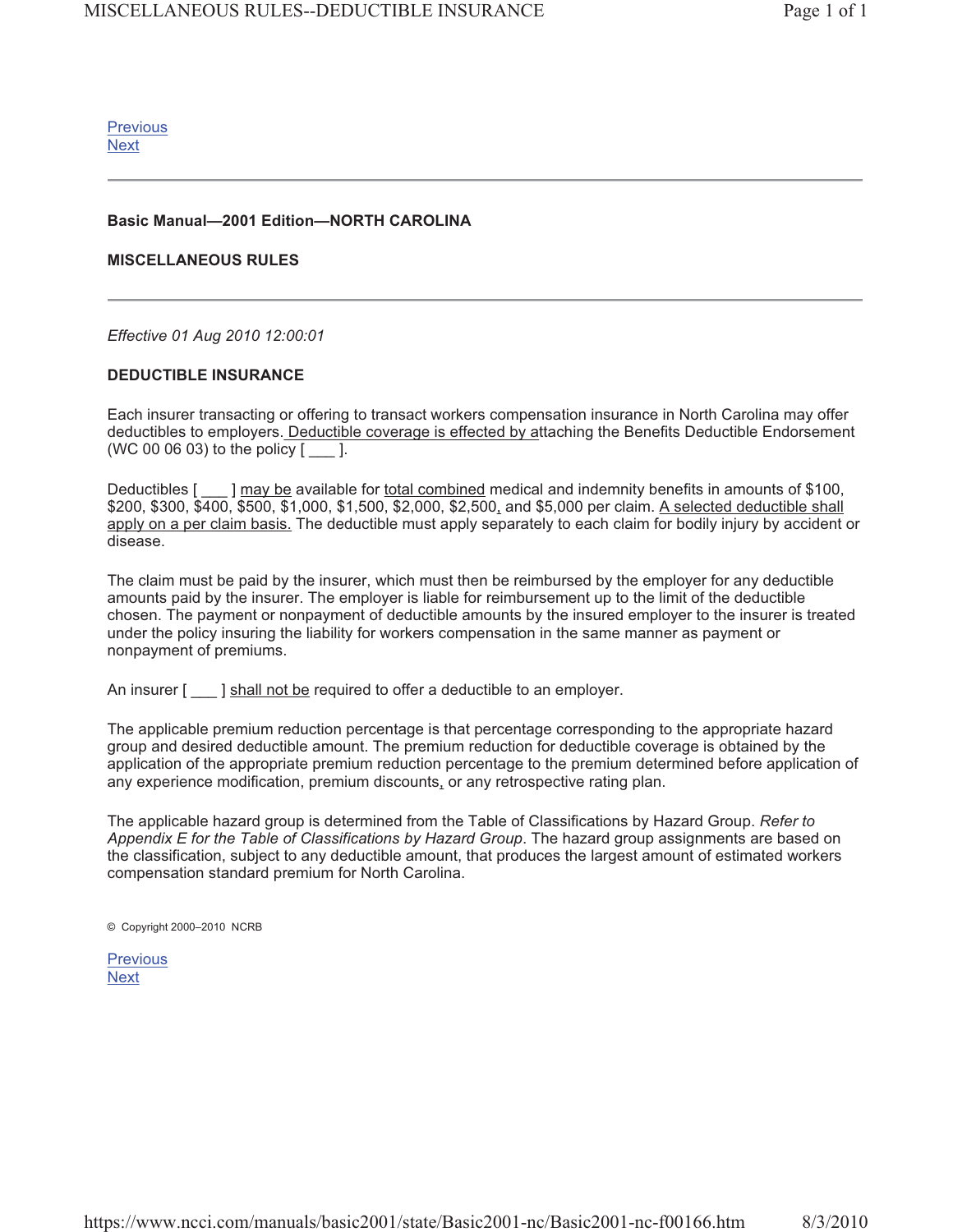Previous
Next

---

**Basic Manual—2001 Edition—NORTH CAROLINA**

**MISCELLANEOUS RULES**

---

*Effective 01 Aug 2010 12:00:01*

**DEDUCTIBLE INSURANCE**

Each insurer transacting or offering to transact workers compensation insurance in North Carolina may offer deductibles to employers. Deductible coverage is effected by attaching the Benefits Deductible Endorsement (WC 00 06 03) to the policy [ ___ ].

Deductibles [ ___ ] may be available for total combined medical and indemnity benefits in amounts of $100, $200, $300, $400, $500, $1,000, $1,500, $2,000, $2,500, and $5,000 per claim. A selected deductible shall apply on a per claim basis. The deductible must apply separately to each claim for bodily injury by accident or disease.

The claim must be paid by the insurer, which must then be reimbursed by the employer for any deductible amounts paid by the insurer. The employer is liable for reimbursement up to the limit of the deductible chosen. The payment or nonpayment of deductible amounts by the insured employer to the insurer is treated under the policy insuring the liability for workers compensation in the same manner as payment or nonpayment of premiums.

An insurer [ ___ ] shall not be required to offer a deductible to an employer.

The applicable premium reduction percentage is that percentage corresponding to the appropriate hazard group and desired deductible amount. The premium reduction for deductible coverage is obtained by the application of the appropriate premium reduction percentage to the premium determined before application of any experience modification, premium discounts, or any retrospective rating plan.

The applicable hazard group is determined from the Table of Classifications by Hazard Group. *Refer to Appendix E for the Table of Classifications by Hazard Group*. The hazard group assignments are based on the classification, subject to any deductible amount, that produces the largest amount of estimated workers compensation standard premium for North Carolina.

© Copyright 2000–2010 NCRB

Previous
Next